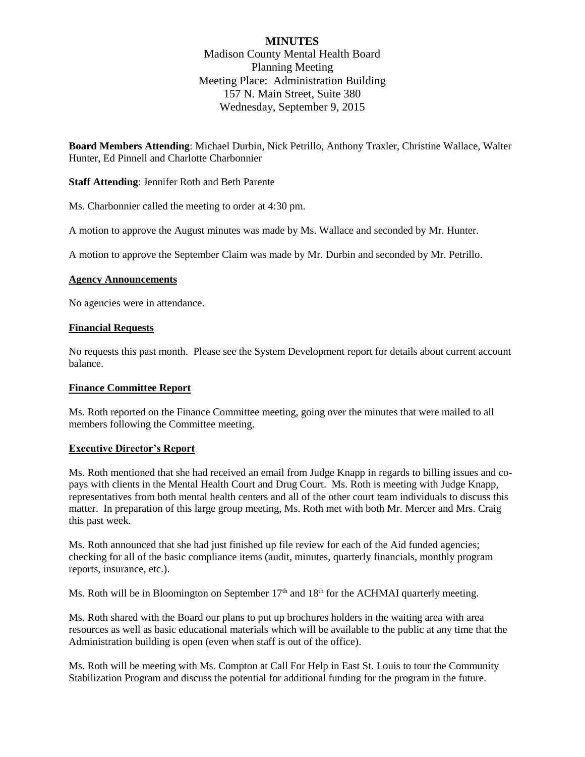**MINUTES**

Madison County Mental Health Board
Planning Meeting
Meeting Place: Administration Building
157 N. Main Street, Suite 380
Wednesday, September 9, 2015

**Board Members Attending**: Michael Durbin, Nick Petrillo, Anthony Traxler, Christine Wallace, Walter Hunter, Ed Pinnell and Charlotte Charbonnier

**Staff Attending**: Jennifer Roth and Beth Parente

Ms. Charbonnier called the meeting to order at 4:30 pm.

A motion to approve the August minutes was made by Ms. Wallace and seconded by Mr. Hunter.

A motion to approve the September Claim was made by Mr. Durbin and seconded by Mr. Petrillo.

**Agency Announcements**

No agencies were in attendance.

**Financial Requests**

No requests this past month. Please see the System Development report for details about current account balance.

**Finance Committee Report**

Ms. Roth reported on the Finance Committee meeting, going over the minutes that were mailed to all members following the Committee meeting.

**Executive Director's Report**

Ms. Roth mentioned that she had received an email from Judge Knapp in regards to billing issues and co-pays with clients in the Mental Health Court and Drug Court. Ms. Roth is meeting with Judge Knapp, representatives from both mental health centers and all of the other court team individuals to discuss this matter. In preparation of this large group meeting, Ms. Roth met with both Mr. Mercer and Mrs. Craig this past week.

Ms. Roth announced that she had just finished up file review for each of the Aid funded agencies; checking for all of the basic compliance items (audit, minutes, quarterly financials, monthly program reports, insurance, etc.).

Ms. Roth will be in Bloomington on September 17th and 18th for the ACHMAI quarterly meeting.

Ms. Roth shared with the Board our plans to put up brochures holders in the waiting area with area resources as well as basic educational materials which will be available to the public at any time that the Administration building is open (even when staff is out of the office).

Ms. Roth will be meeting with Ms. Compton at Call For Help in East St. Louis to tour the Community Stabilization Program and discuss the potential for additional funding for the program in the future.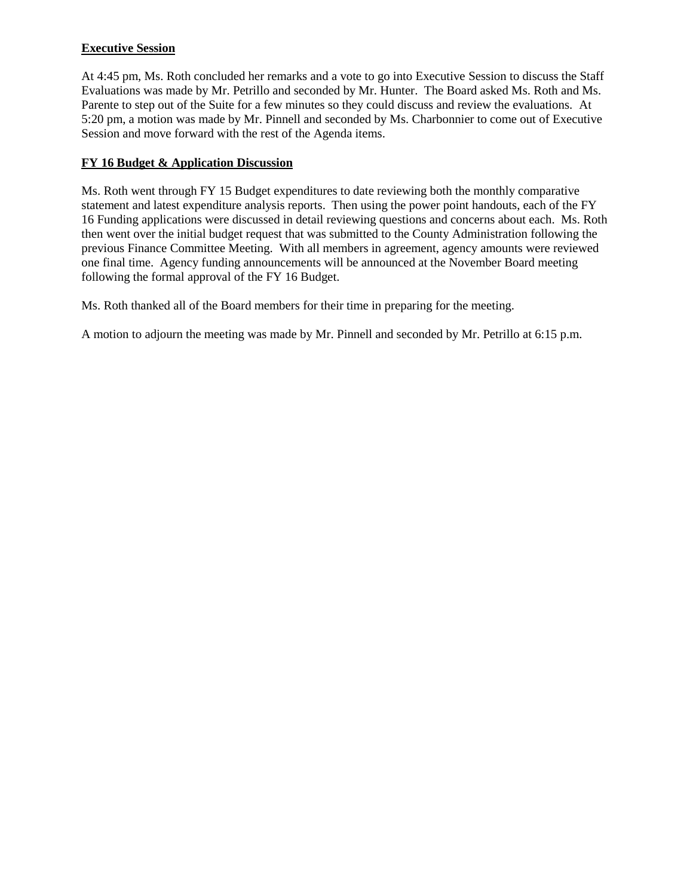**Executive Session**

At 4:45 pm, Ms. Roth concluded her remarks and a vote to go into Executive Session to discuss the Staff Evaluations was made by Mr. Petrillo and seconded by Mr. Hunter. The Board asked Ms. Roth and Ms. Parente to step out of the Suite for a few minutes so they could discuss and review the evaluations. At 5:20 pm, a motion was made by Mr. Pinnell and seconded by Ms. Charbonnier to come out of Executive Session and move forward with the rest of the Agenda items.

**FY 16 Budget & Application Discussion**

Ms. Roth went through FY 15 Budget expenditures to date reviewing both the monthly comparative statement and latest expenditure analysis reports. Then using the power point handouts, each of the FY 16 Funding applications were discussed in detail reviewing questions and concerns about each. Ms. Roth then went over the initial budget request that was submitted to the County Administration following the previous Finance Committee Meeting. With all members in agreement, agency amounts were reviewed one final time. Agency funding announcements will be announced at the November Board meeting following the formal approval of the FY 16 Budget.

Ms. Roth thanked all of the Board members for their time in preparing for the meeting.

A motion to adjourn the meeting was made by Mr. Pinnell and seconded by Mr. Petrillo at 6:15 p.m.